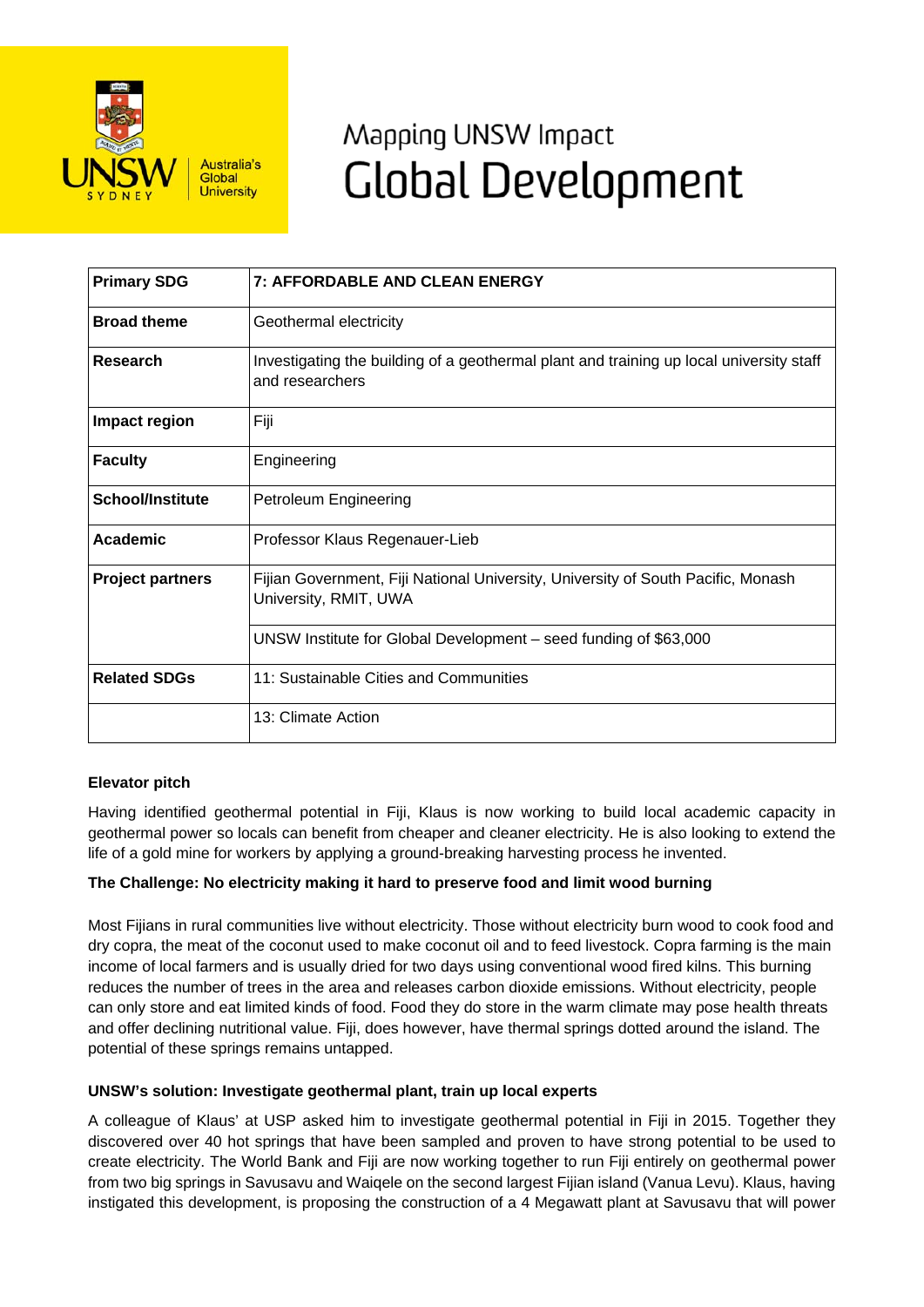# Mapping UNSW Impact
# Global Development

| Primary SDG | 7: AFFORDABLE AND CLEAN ENERGY |
|---|---|
| Broad theme | Geothermal electricity |
| Research | Investigating the building of a geothermal plant and training up local university staff and researchers |
| Impact region | Fiji |
| Faculty | Engineering |
| School/Institute | Petroleum Engineering |
| Academic | Professor Klaus Regenauer-Lieb |
| Project partners | Fijian Government, Fiji National University, University of South Pacific, Monash University, RMIT, UWA |
| | UNSW Institute for Global Development – seed funding of $63,000 |
| Related SDGs | 11: Sustainable Cities and Communities |
| | 13: Climate Action |

**Elevator pitch**

Having identified geothermal potential in Fiji, Klaus is now working to build local academic capacity in geothermal power so locals can benefit from cheaper and cleaner electricity. He is also looking to extend the life of a gold mine for workers by applying a ground-breaking harvesting process he invented.

**The Challenge: No electricity making it hard to preserve food and limit wood burning**

Most Fijians in rural communities live without electricity. Those without electricity burn wood to cook food and dry copra, the meat of the coconut used to make coconut oil and to feed livestock. Copra farming is the main income of local farmers and is usually dried for two days using conventional wood fired kilns. This burning reduces the number of trees in the area and releases carbon dioxide emissions. Without electricity, people can only store and eat limited kinds of food. Food they do store in the warm climate may pose health threats and offer declining nutritional value. Fiji, does however, have thermal springs dotted around the island. The potential of these springs remains untapped.

**UNSW's solution: Investigate geothermal plant, train up local experts**

A colleague of Klaus' at USP asked him to investigate geothermal potential in Fiji in 2015. Together they discovered over 40 hot springs that have been sampled and proven to have strong potential to be used to create electricity. The World Bank and Fiji are now working together to run Fiji entirely on geothermal power from two big springs in Savusavu and Waiqele on the second largest Fijian island (Vanua Levu). Klaus, having instigated this development, is proposing the construction of a 4 Megawatt plant at Savusavu that will power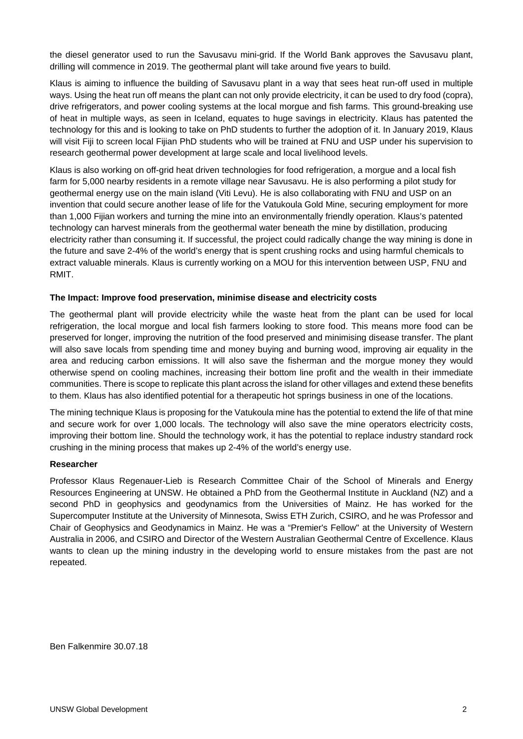the diesel generator used to run the Savusavu mini-grid. If the World Bank approves the Savusavu plant, drilling will commence in 2019. The geothermal plant will take around five years to build.

Klaus is aiming to influence the building of Savusavu plant in a way that sees heat run-off used in multiple ways. Using the heat run off means the plant can not only provide electricity, it can be used to dry food (copra), drive refrigerators, and power cooling systems at the local morgue and fish farms. This ground-breaking use of heat in multiple ways, as seen in Iceland, equates to huge savings in electricity. Klaus has patented the technology for this and is looking to take on PhD students to further the adoption of it. In January 2019, Klaus will visit Fiji to screen local Fijian PhD students who will be trained at FNU and USP under his supervision to research geothermal power development at large scale and local livelihood levels.

Klaus is also working on off-grid heat driven technologies for food refrigeration, a morgue and a local fish farm for 5,000 nearby residents in a remote village near Savusavu. He is also performing a pilot study for geothermal energy use on the main island (Viti Levu). He is also collaborating with FNU and USP on an invention that could secure another lease of life for the Vatukoula Gold Mine, securing employment for more than 1,000 Fijian workers and turning the mine into an environmentally friendly operation. Klaus's patented technology can harvest minerals from the geothermal water beneath the mine by distillation, producing electricity rather than consuming it. If successful, the project could radically change the way mining is done in the future and save 2-4% of the world's energy that is spent crushing rocks and using harmful chemicals to extract valuable minerals. Klaus is currently working on a MOU for this intervention between USP, FNU and RMIT.

**The Impact: Improve food preservation, minimise disease and electricity costs**

The geothermal plant will provide electricity while the waste heat from the plant can be used for local refrigeration, the local morgue and local fish farmers looking to store food. This means more food can be preserved for longer, improving the nutrition of the food preserved and minimising disease transfer. The plant will also save locals from spending time and money buying and burning wood, improving air equality in the area and reducing carbon emissions. It will also save the fisherman and the morgue money they would otherwise spend on cooling machines, increasing their bottom line profit and the wealth in their immediate communities. There is scope to replicate this plant across the island for other villages and extend these benefits to them. Klaus has also identified potential for a therapeutic hot springs business in one of the locations.

The mining technique Klaus is proposing for the Vatukoula mine has the potential to extend the life of that mine and secure work for over 1,000 locals. The technology will also save the mine operators electricity costs, improving their bottom line. Should the technology work, it has the potential to replace industry standard rock crushing in the mining process that makes up 2-4% of the world's energy use.

**Researcher**

Professor Klaus Regenauer-Lieb is Research Committee Chair of the School of Minerals and Energy Resources Engineering at UNSW. He obtained a PhD from the Geothermal Institute in Auckland (NZ) and a second PhD in geophysics and geodynamics from the Universities of Mainz. He has worked for the Supercomputer Institute at the University of Minnesota, Swiss ETH Zurich, CSIRO, and he was Professor and Chair of Geophysics and Geodynamics in Mainz. He was a "Premier's Fellow" at the University of Western Australia in 2006, and CSIRO and Director of the Western Australian Geothermal Centre of Excellence. Klaus wants to clean up the mining industry in the developing world to ensure mistakes from the past are not repeated.

Ben Falkenmire 30.07.18